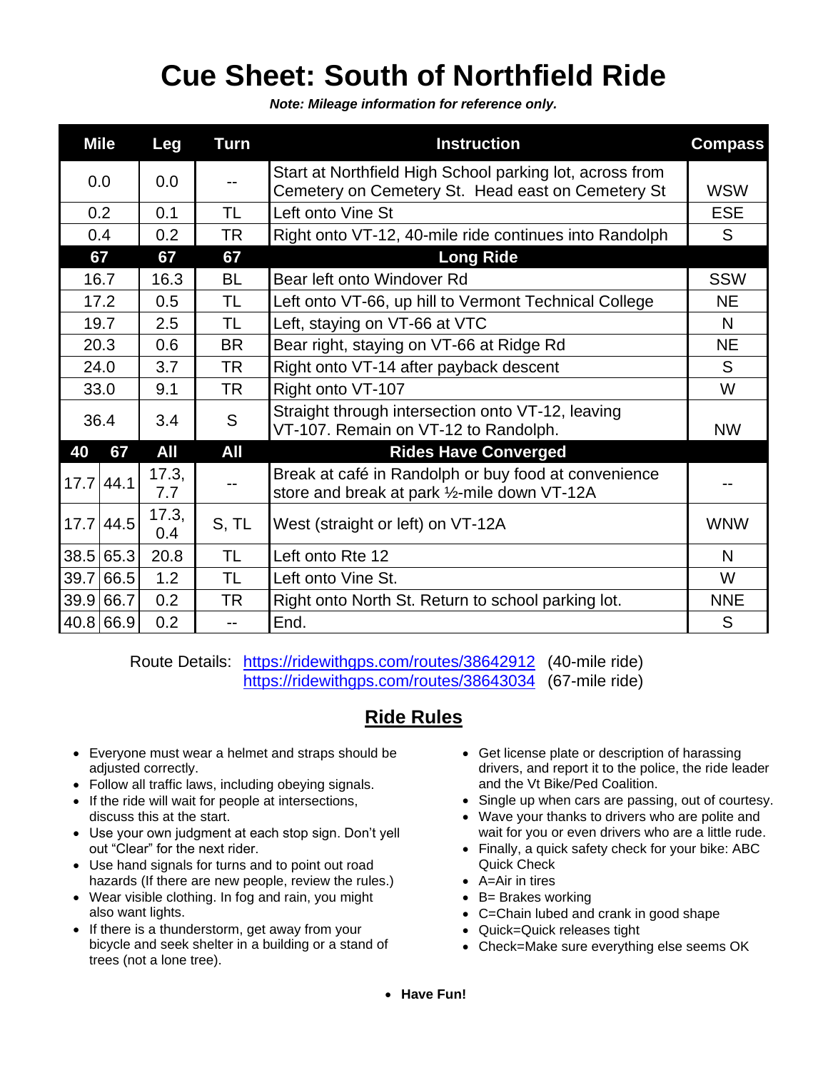# Cue Sheet: South of Northfield Ride

***Note: Mileage information for reference only.***

| Mile | | Leg | Turn | Instruction | Compass |
|---|---|---|---|---|---|
| 0.0 | | 0.0 | -- | Start at Northfield High School parking lot, across from Cemetery on Cemetery St. Head east on Cemetery St | WSW |
| 0.2 | | 0.1 | TL | Left onto Vine St | ESE |
| 0.4 | | 0.2 | TR | Right onto VT-12, 40-mile ride continues into Randolph | S |
| **67** | | **67** | **67** | **Long Ride** | |
| 16.7 | | 16.3 | BL | Bear left onto Windover Rd | SSW |
| 17.2 | | 0.5 | TL | Left onto VT-66, up hill to Vermont Technical College | NE |
| 19.7 | | 2.5 | TL | Left, staying on VT-66 at VTC | N |
| 20.3 | | 0.6 | BR | Bear right, staying on VT-66 at Ridge Rd | NE |
| 24.0 | | 3.7 | TR | Right onto VT-14 after payback descent | S |
| 33.0 | | 9.1 | TR | Right onto VT-107 | W |
| 36.4 | | 3.4 | S | Straight through intersection onto VT-12, leaving VT-107. Remain on VT-12 to Randolph. | NW |
| **40** | **67** | **All** | **All** | **Rides Have Converged** | |
| 17.7 | 44.1 | 17.3, 7.7 | -- | Break at café in Randolph or buy food at convenience store and break at park ½-mile down VT-12A | -- |
| 17.7 | 44.5 | 17.3, 0.4 | S, TL | West (straight or left) on VT-12A | WNW |
| 38.5 | 65.3 | 20.8 | TL | Left onto Rte 12 | N |
| 39.7 | 66.5 | 1.2 | TL | Left onto Vine St. | W |
| 39.9 | 66.7 | 0.2 | TR | Right onto North St. Return to school parking lot. | NNE |
| 40.8 | 66.9 | 0.2 | -- | End. | S |

Route Details: https://ridewithgps.com/routes/38642912 (40-mile ride)
https://ridewithgps.com/routes/38643034 (67-mile ride)

## Ride Rules

- Everyone must wear a helmet and straps should be adjusted correctly.
- Follow all traffic laws, including obeying signals.
- If the ride will wait for people at intersections, discuss this at the start.
- Use your own judgment at each stop sign. Don't yell out "Clear" for the next rider.
- Use hand signals for turns and to point out road hazards (If there are new people, review the rules.)
- Wear visible clothing. In fog and rain, you might also want lights.
- If there is a thunderstorm, get away from your bicycle and seek shelter in a building or a stand of trees (not a lone tree).
- Get license plate or description of harassing drivers, and report it to the police, the ride leader and the Vt Bike/Ped Coalition.
- Single up when cars are passing, out of courtesy.
- Wave your thanks to drivers who are polite and wait for you or even drivers who are a little rude.
- Finally, a quick safety check for your bike: ABC Quick Check
- A=Air in tires
- B= Brakes working
- C=Chain lubed and crank in good shape
- Quick=Quick releases tight
- Check=Make sure everything else seems OK

- **Have Fun!**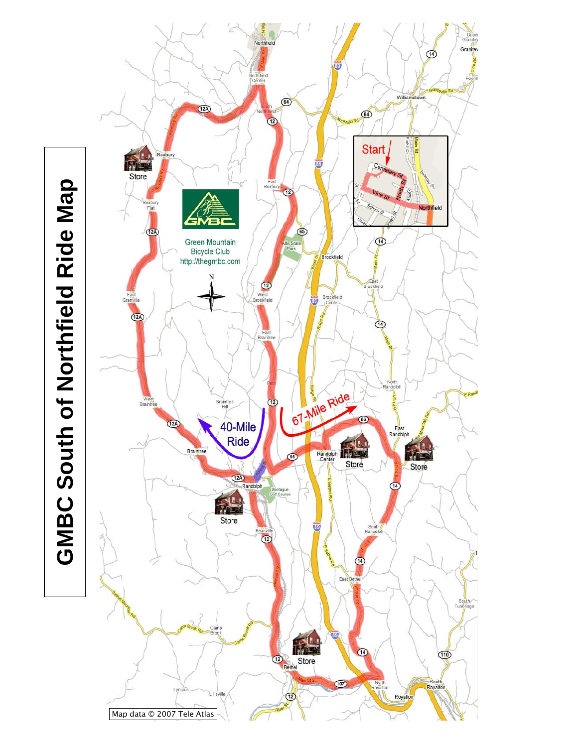# GMBC South of Northfield Ride Map

Green Mountain Bicycle Club
http://thegmbc.com

Start

40-Mile Ride

67-Mile Ride

Store

Store

Store

Store

Store

Map data © 2007 Tele Atlas